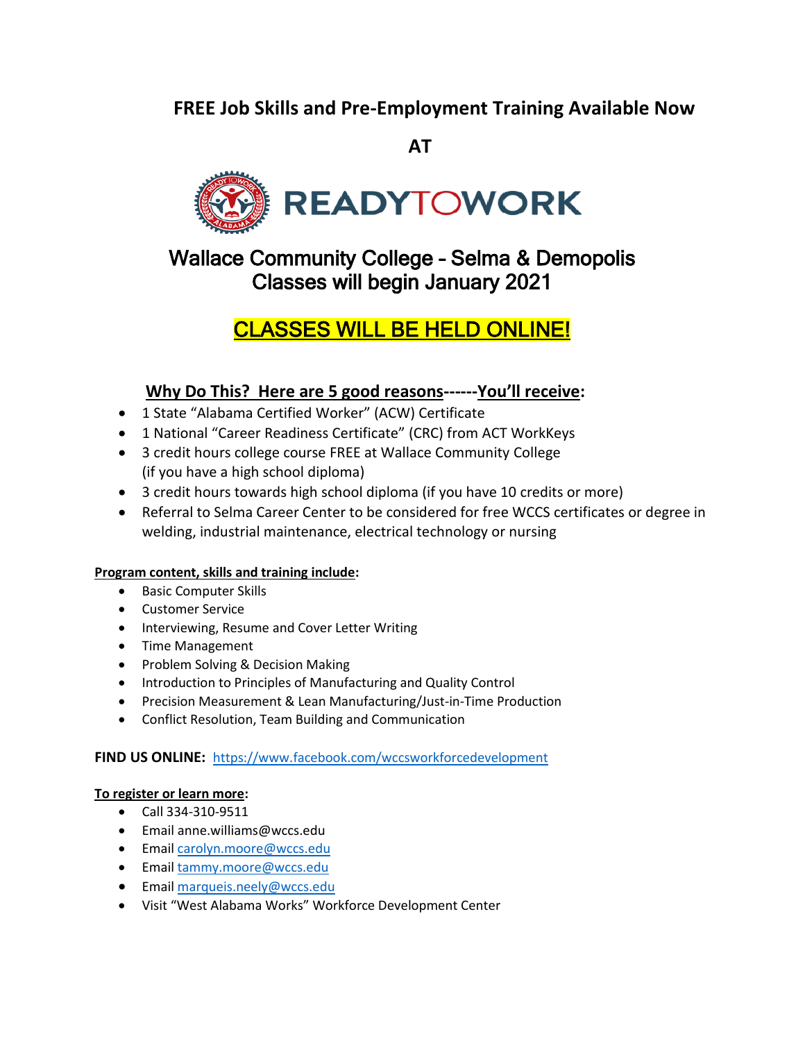# FREE Job Skills and Pre-Employment Training Available Now

## AT

READYTOWORK

## Wallace Community College - Selma & Demopolis
## Classes will begin January 2021

## CLASSES WILL BE HELD ONLINE!

### Why Do This? Here are 5 good reasons------You'll receive:

- 1 State "Alabama Certified Worker" (ACW) Certificate
- 1 National "Career Readiness Certificate" (CRC) from ACT WorkKeys
- 3 credit hours college course FREE at Wallace Community College (if you have a high school diploma)
- 3 credit hours towards high school diploma (if you have 10 credits or more)
- Referral to Selma Career Center to be considered for free WCCS certificates or degree in welding, industrial maintenance, electrical technology or nursing

**Program content, skills and training include:**

- Basic Computer Skills
- Customer Service
- Interviewing, Resume and Cover Letter Writing
- Time Management
- Problem Solving & Decision Making
- Introduction to Principles of Manufacturing and Quality Control
- Precision Measurement & Lean Manufacturing/Just-in-Time Production
- Conflict Resolution, Team Building and Communication

**FIND US ONLINE:** https://www.facebook.com/wccsworkforcedevelopment

**To register or learn more:**

- Call 334-310-9511
- Email anne.williams@wccs.edu
- Email carolyn.moore@wccs.edu
- Email tammy.moore@wccs.edu
- Email marqueis.neely@wccs.edu
- Visit "West Alabama Works" Workforce Development Center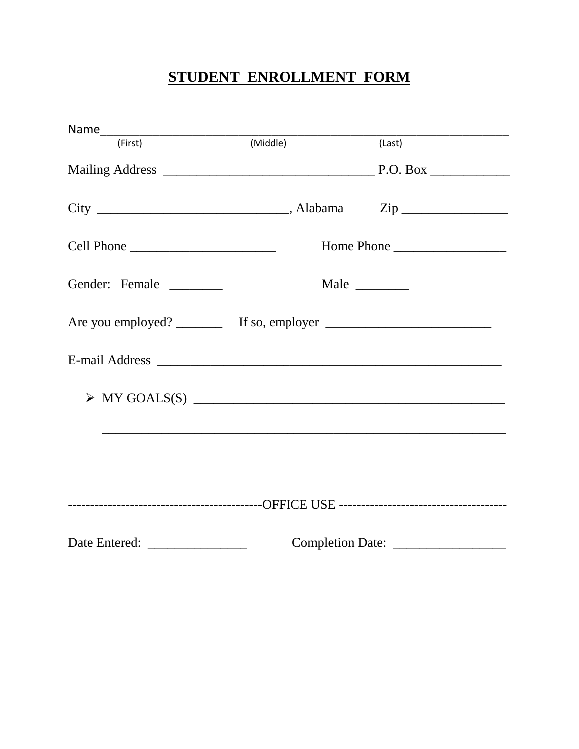## STUDENT ENROLLMENT FORM

Name_____________________________________________________________
(First) (Middle) (Last)

Mailing Address ________________________________ P.O. Box ____________

City _____________________________, Alabama Zip ________________

Cell Phone ______________________ Home Phone _________________

Gender: Female ________ Male ________

Are you employed? _______ If so, employer _________________________

E-mail Address ____________________________________________________

- MY GOALS(S) ________________________________________________

  _____________________________________________________________

-------------------------------------------OFFICE USE -------------------------------------

Date Entered: _______________ Completion Date: _________________